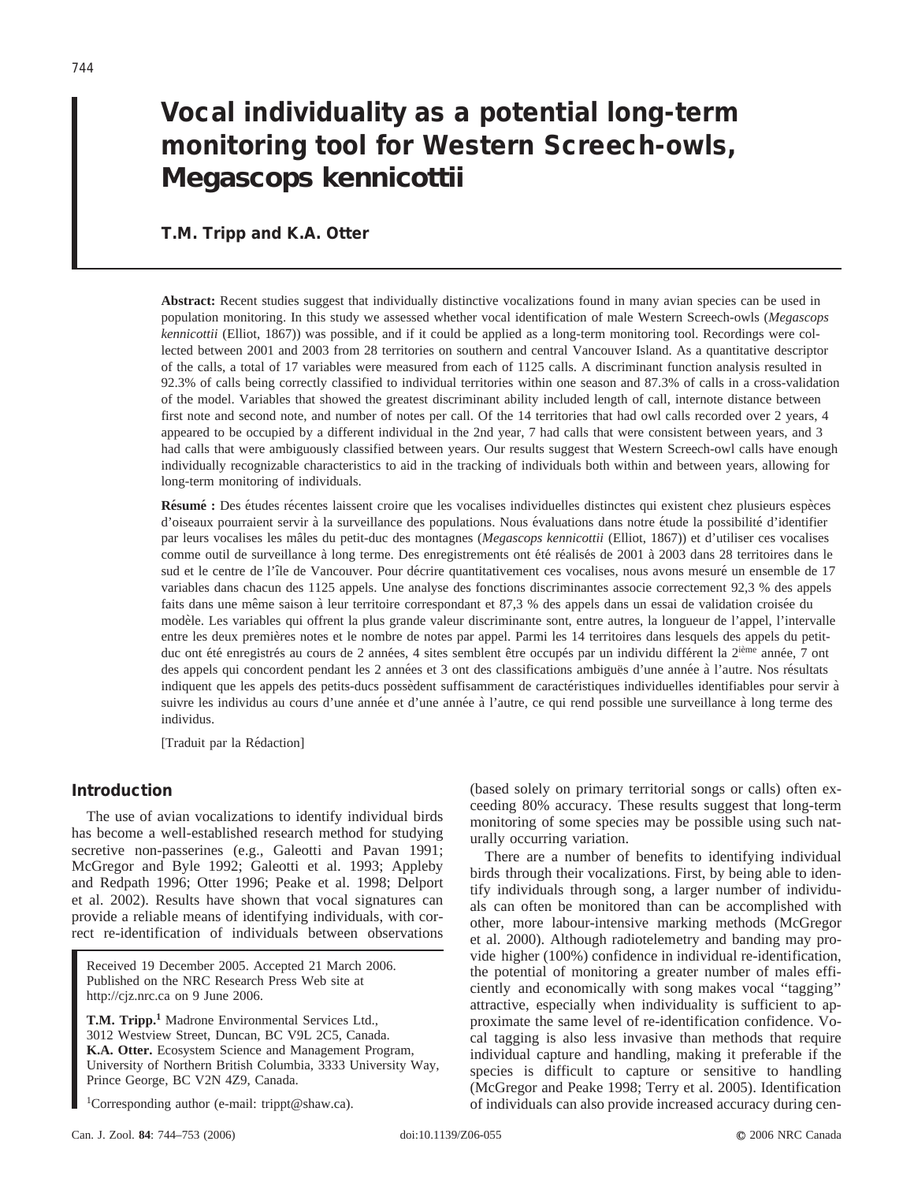# Vocal individuality as a potential long-term monitoring tool for Western Screech-owls, *Megascops kennicottii*

**T.M. Tripp and K.A. Otter**

**Abstract:** Recent studies suggest that individually distinctive vocalizations found in many avian species can be used in population monitoring. In this study we assessed whether vocal identification of male Western Screech-owls (*Megascops kennicottii* (Elliot, 1867)) was possible, and if it could be applied as a long-term monitoring tool. Recordings were collected between 2001 and 2003 from 28 territories on southern and central Vancouver Island. As a quantitative descriptor of the calls, a total of 17 variables were measured from each of 1125 calls. A discriminant function analysis resulted in 92.3% of calls being correctly classified to individual territories within one season and 87.3% of calls in a cross-validation of the model. Variables that showed the greatest discriminant ability included length of call, internote distance between first note and second note, and number of notes per call. Of the 14 territories that had owl calls recorded over 2 years, 4 appeared to be occupied by a different individual in the 2nd year, 7 had calls that were consistent between years, and 3 had calls that were ambiguously classified between years. Our results suggest that Western Screech-owl calls have enough individually recognizable characteristics to aid in the tracking of individuals both within and between years, allowing for long-term monitoring of individuals.

**Résumé :** Des études récentes laissent croire que les vocalises individuelles distinctes qui existent chez plusieurs espèces d'oiseaux pourraient servir à la surveillance des populations. Nous évaluations dans notre étude la possibilité d'identifier par leurs vocalises les mâles du petit-duc des montagnes (*Megascops kennicottii* (Elliot, 1867)) et d'utiliser ces vocalises comme outil de surveillance à long terme. Des enregistrements ont été réalisés de 2001 à 2003 dans 28 territoires dans le sud et le centre de l'île de Vancouver. Pour décrire quantitativement ces vocalises, nous avons mesuré un ensemble de 17 variables dans chacun des 1125 appels. Une analyse des fonctions discriminantes associe correctement 92,3 % des appels faits dans une même saison à leur territoire correspondant et 87,3 % des appels dans un essai de validation croisée du modèle. Les variables qui offrent la plus grande valeur discriminante sont, entre autres, la longueur de l'appel, l'intervalle entre les deux premières notes et le nombre de notes par appel. Parmi les 14 territoires dans lesquels des appels du petit-duc ont été enregistrés au cours de 2 années, 4 sites semblent être occupés par un individu différent la 2[ième] année, 7 ont des appels qui concordent pendant les 2 années et 3 ont des classifications ambiguës d'une année à l'autre. Nos résultats indiquent que les appels des petits-ducs possèdent suffisamment de caractéristiques individuelles identifiables pour servir à suivre les individus au cours d'une année et d'une année à l'autre, ce qui rend possible une surveillance à long terme des individus.

[Traduit par la Rédaction]

## Introduction

The use of avian vocalizations to identify individual birds has become a well-established research method for studying secretive non-passerines (e.g., Galeotti and Pavan 1991; McGregor and Byle 1992; Galeotti et al. 1993; Appleby and Redpath 1996; Otter 1996; Peake et al. 1998; Delport et al. 2002). Results have shown that vocal signatures can provide a reliable means of identifying individuals, with correct re-identification of individuals between observations (based solely on primary territorial songs or calls) often exceeding 80% accuracy. These results suggest that long-term monitoring of some species may be possible using such naturally occurring variation.

There are a number of benefits to identifying individual birds through their vocalizations. First, by being able to identify individuals through song, a larger number of individuals can often be monitored than can be accomplished with other, more labour-intensive marking methods (McGregor et al. 2000). Although radiotelemetry and banding may provide higher (100%) confidence in individual re-identification, the potential of monitoring a greater number of males efficiently and economically with song makes vocal "tagging" attractive, especially when individuality is sufficient to approximate the same level of re-identification confidence. Vocal tagging is also less invasive than methods that require individual capture and handling, making it preferable if the species is difficult to capture or sensitive to handling (McGregor and Peake 1998; Terry et al. 2005). Identification of individuals can also provide increased accuracy during cen-

Received 19 December 2005. Accepted 21 March 2006. Published on the NRC Research Press Web site at http://cjz.nrc.ca on 9 June 2006.

**T.M. Tripp.[1]** Madrone Environmental Services Ltd., 3012 Westview Street, Duncan, BC V9L 2C5, Canada.
**K.A. Otter.** Ecosystem Science and Management Program, University of Northern British Columbia, 3333 University Way, Prince George, BC V2N 4Z9, Canada.

[1]Corresponding author (e-mail: trippt@shaw.ca).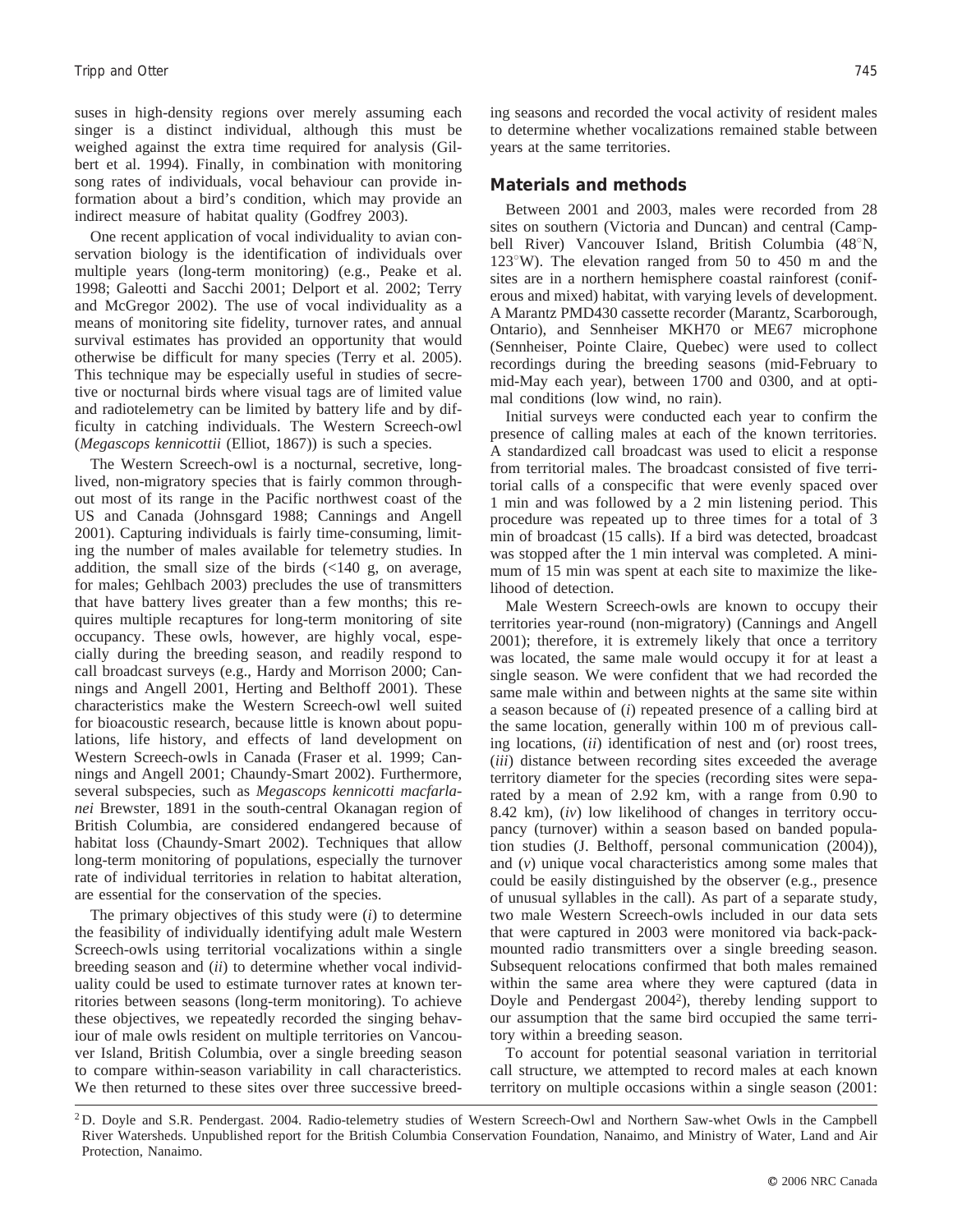suses in high-density regions over merely assuming each singer is a distinct individual, although this must be weighed against the extra time required for analysis (Gilbert et al. 1994). Finally, in combination with monitoring song rates of individuals, vocal behaviour can provide information about a bird's condition, which may provide an indirect measure of habitat quality (Godfrey 2003).

One recent application of vocal individuality to avian conservation biology is the identification of individuals over multiple years (long-term monitoring) (e.g., Peake et al. 1998; Galeotti and Sacchi 2001; Delport et al. 2002; Terry and McGregor 2002). The use of vocal individuality as a means of monitoring site fidelity, turnover rates, and annual survival estimates has provided an opportunity that would otherwise be difficult for many species (Terry et al. 2005). This technique may be especially useful in studies of secretive or nocturnal birds where visual tags are of limited value and radiotelemetry can be limited by battery life and by difficulty in catching individuals. The Western Screech-owl (*Megascops kennicottii* (Elliot, 1867)) is such a species.

The Western Screech-owl is a nocturnal, secretive, long-lived, non-migratory species that is fairly common throughout most of its range in the Pacific northwest coast of the US and Canada (Johnsgard 1988; Cannings and Angell 2001). Capturing individuals is fairly time-consuming, limiting the number of males available for telemetry studies. In addition, the small size of the birds (<140 g, on average, for males; Gehlbach 2003) precludes the use of transmitters that have battery lives greater than a few months; this requires multiple recaptures for long-term monitoring of site occupancy. These owls, however, are highly vocal, especially during the breeding season, and readily respond to call broadcast surveys (e.g., Hardy and Morrison 2000; Cannings and Angell 2001, Herting and Belthoff 2001). These characteristics make the Western Screech-owl well suited for bioacoustic research, because little is known about populations, life history, and effects of land development on Western Screech-owls in Canada (Fraser et al. 1999; Cannings and Angell 2001; Chaundy-Smart 2002). Furthermore, several subspecies, such as *Megascops kennicotti macfarlanei* Brewster, 1891 in the south-central Okanagan region of British Columbia, are considered endangered because of habitat loss (Chaundy-Smart 2002). Techniques that allow long-term monitoring of populations, especially the turnover rate of individual territories in relation to habitat alteration, are essential for the conservation of the species.

The primary objectives of this study were (*i*) to determine the feasibility of individually identifying adult male Western Screech-owls using territorial vocalizations within a single breeding season and (*ii*) to determine whether vocal individuality could be used to estimate turnover rates at known territories between seasons (long-term monitoring). To achieve these objectives, we repeatedly recorded the singing behaviour of male owls resident on multiple territories on Vancouver Island, British Columbia, over a single breeding season to compare within-season variability in call characteristics. We then returned to these sites over three successive breeding seasons and recorded the vocal activity of resident males to determine whether vocalizations remained stable between years at the same territories.

## Materials and methods

Between 2001 and 2003, males were recorded from 28 sites on southern (Victoria and Duncan) and central (Campbell River) Vancouver Island, British Columbia (48°N, 123°W). The elevation ranged from 50 to 450 m and the sites are in a northern hemisphere coastal rainforest (coniferous and mixed) habitat, with varying levels of development. A Marantz PMD430 cassette recorder (Marantz, Scarborough, Ontario), and Sennheiser MKH70 or ME67 microphone (Sennheiser, Pointe Claire, Quebec) were used to collect recordings during the breeding seasons (mid-February to mid-May each year), between 1700 and 0300, and at optimal conditions (low wind, no rain).

Initial surveys were conducted each year to confirm the presence of calling males at each of the known territories. A standardized call broadcast was used to elicit a response from territorial males. The broadcast consisted of five territorial calls of a conspecific that were evenly spaced over 1 min and was followed by a 2 min listening period. This procedure was repeated up to three times for a total of 3 min of broadcast (15 calls). If a bird was detected, broadcast was stopped after the 1 min interval was completed. A minimum of 15 min was spent at each site to maximize the likelihood of detection.

Male Western Screech-owls are known to occupy their territories year-round (non-migratory) (Cannings and Angell 2001); therefore, it is extremely likely that once a territory was located, the same male would occupy it for at least a single season. We were confident that we had recorded the same male within and between nights at the same site within a season because of (*i*) repeated presence of a calling bird at the same location, generally within 100 m of previous calling locations, (*ii*) identification of nest and (or) roost trees, (*iii*) distance between recording sites exceeded the average territory diameter for the species (recording sites were separated by a mean of 2.92 km, with a range from 0.90 to 8.42 km), (*iv*) low likelihood of changes in territory occupancy (turnover) within a season based on banded population studies (J. Belthoff, personal communication (2004)), and (*v*) unique vocal characteristics among some males that could be easily distinguished by the observer (e.g., presence of unusual syllables in the call). As part of a separate study, two male Western Screech-owls included in our data sets that were captured in 2003 were monitored via back-pack-mounted radio transmitters over a single breeding season. Subsequent relocations confirmed that both males remained within the same area where they were captured (data in Doyle and Pendergast 2004[2]), thereby lending support to our assumption that the same bird occupied the same territory within a breeding season.

To account for potential seasonal variation in territorial call structure, we attempted to record males at each known territory on multiple occasions within a single season (2001:

[2] D. Doyle and S.R. Pendergast. 2004. Radio-telemetry studies of Western Screech-Owl and Northern Saw-whet Owls in the Campbell River Watersheds. Unpublished report for the British Columbia Conservation Foundation, Nanaimo, and Ministry of Water, Land and Air Protection, Nanaimo.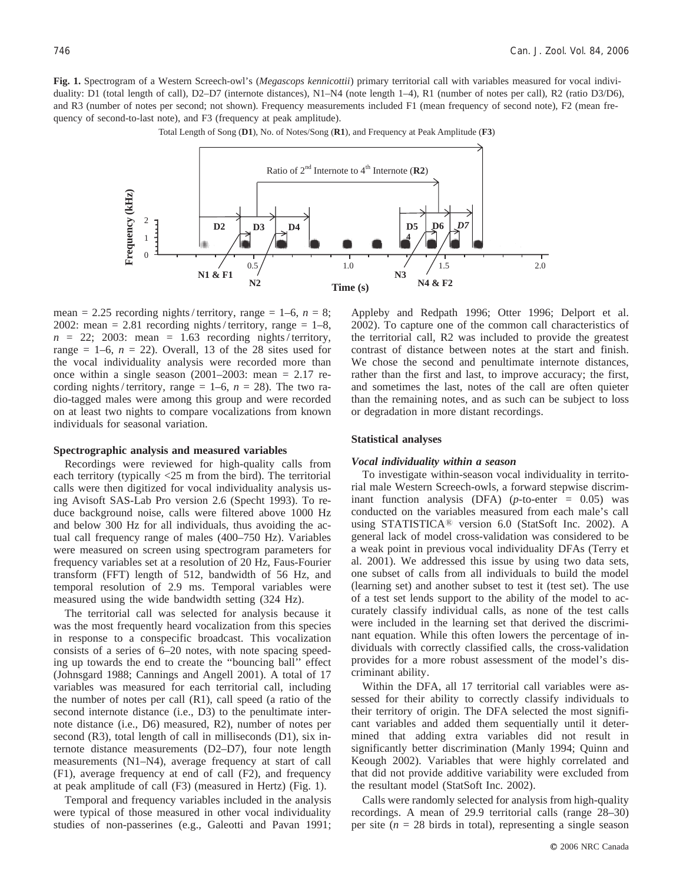**Fig. 1.** Spectrogram of a Western Screech-owl's (*Megascops kennicottii*) primary territorial call with variables measured for vocal individuality: D1 (total length of call), D2–D7 (internote distances), N1–N4 (note length 1–4), R1 (number of notes per call), R2 (ratio D3/D6), and R3 (number of notes per second; not shown). Frequency measurements included F1 (mean frequency of second note), F2 (mean frequency of second-to-last note), and F3 (frequency at peak amplitude).

mean = 2.25 recording nights / territory, range = 1–6, $n$ = 8; 2002: mean = 2.81 recording nights / territory, range = 1–8, $n$ = 22; 2003: mean = 1.63 recording nights / territory, range = 1–6, $n$ = 22). Overall, 13 of the 28 sites used for the vocal individuality analysis were recorded more than once within a single season (2001–2003: mean = 2.17 recording nights / territory, range = 1–6, $n$ = 28). The two radio-tagged males were among this group and were recorded on at least two nights to compare vocalizations from known individuals for seasonal variation.

### Spectrographic analysis and measured variables

Recordings were reviewed for high-quality calls from each territory (typically <25 m from the bird). The territorial calls were then digitized for vocal individuality analysis using Avisoft SAS-Lab Pro version 2.6 (Specht 1993). To reduce background noise, calls were filtered above 1000 Hz and below 300 Hz for all individuals, thus avoiding the actual call frequency range of males (400–750 Hz). Variables were measured on screen using spectrogram parameters for frequency variables set at a resolution of 20 Hz, Faus-Fourier transform (FFT) length of 512, bandwidth of 56 Hz, and temporal resolution of 2.9 ms. Temporal variables were measured using the wide bandwidth setting (324 Hz).

The territorial call was selected for analysis because it was the most frequently heard vocalization from this species in response to a conspecific broadcast. This vocalization consists of a series of 6–20 notes, with note spacing speeding up towards the end to create the "bouncing ball" effect (Johnsgard 1988; Cannings and Angell 2001). A total of 17 variables was measured for each territorial call, including the number of notes per call (R1), call speed (a ratio of the second internote distance (i.e., D3) to the penultimate internote distance (i.e., D6) measured, R2), number of notes per second (R3), total length of call in milliseconds (D1), six internote distance measurements (D2–D7), four note length measurements (N1–N4), average frequency at start of call (F1), average frequency at end of call (F2), and frequency at peak amplitude of call (F3) (measured in Hertz) (Fig. 1).

Temporal and frequency variables included in the analysis were typical of those measured in other vocal individuality studies of non-passerines (e.g., Galeotti and Pavan 1991; Appleby and Redpath 1996; Otter 1996; Delport et al. 2002). To capture one of the common call characteristics of the territorial call, R2 was included to provide the greatest contrast of distance between notes at the start and finish. We chose the second and penultimate internote distances, rather than the first and last, to improve accuracy; the first, and sometimes the last, notes of the call are often quieter than the remaining notes, and as such can be subject to loss or degradation in more distant recordings.

### Statistical analyses

#### *Vocal individuality within a season*

To investigate within-season vocal individuality in territorial male Western Screech-owls, a forward stepwise discriminant function analysis (DFA) ($p$-to-enter = 0.05) was conducted on the variables measured from each male's call using STATISTICA® version 6.0 (StatSoft Inc. 2002). A general lack of model cross-validation was considered to be a weak point in previous vocal individuality DFAs (Terry et al. 2001). We addressed this issue by using two data sets, one subset of calls from all individuals to build the model (learning set) and another subset to test it (test set). The use of a test set lends support to the ability of the model to accurately classify individual calls, as none of the test calls were included in the learning set that derived the discriminant equation. While this often lowers the percentage of individuals with correctly classified calls, the cross-validation provides for a more robust assessment of the model's discriminant ability.

Within the DFA, all 17 territorial call variables were assessed for their ability to correctly classify individuals to their territory of origin. The DFA selected the most significant variables and added them sequentially until it determined that adding extra variables did not result in significantly better discrimination (Manly 1994; Quinn and Keough 2002). Variables that were highly correlated and that did not provide additive variability were excluded from the resultant model (StatSoft Inc. 2002).

Calls were randomly selected for analysis from high-quality recordings. A mean of 29.9 territorial calls (range 28–30) per site ($n$ = 28 birds in total), representing a single season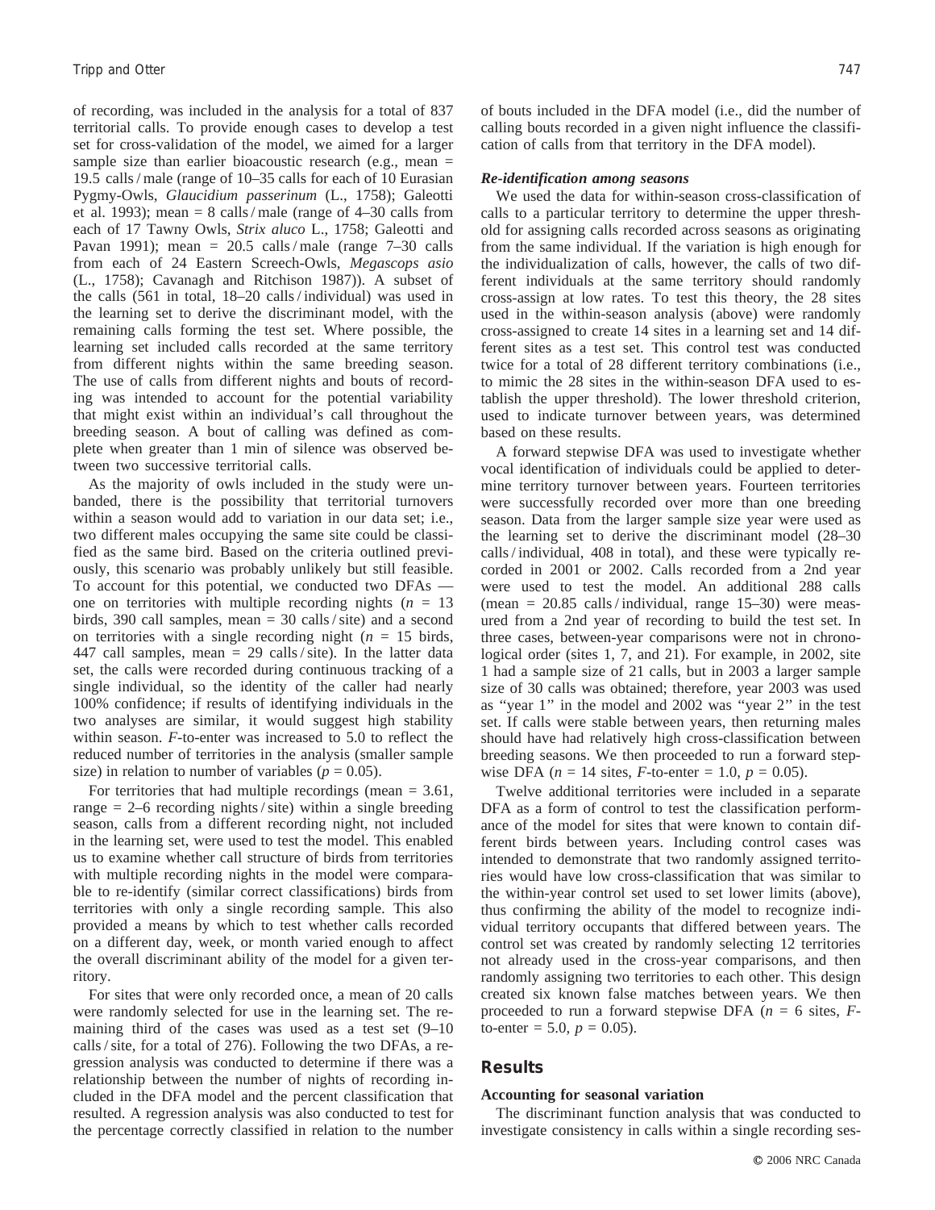of recording, was included in the analysis for a total of 837 territorial calls. To provide enough cases to develop a test set for cross-validation of the model, we aimed for a larger sample size than earlier bioacoustic research (e.g., mean = 19.5 calls / male (range of 10–35 calls for each of 10 Eurasian Pygmy-Owls, *Glaucidium passerinum* (L., 1758); Galeotti et al. 1993); mean = 8 calls / male (range of 4–30 calls from each of 17 Tawny Owls, *Strix aluco* L., 1758; Galeotti and Pavan 1991); mean = 20.5 calls / male (range 7–30 calls from each of 24 Eastern Screech-Owls, *Megascops asio* (L., 1758); Cavanagh and Ritchison 1987)). A subset of the calls (561 in total, 18–20 calls / individual) was used in the learning set to derive the discriminant model, with the remaining calls forming the test set. Where possible, the learning set included calls recorded at the same territory from different nights within the same breeding season. The use of calls from different nights and bouts of recording was intended to account for the potential variability that might exist within an individual's call throughout the breeding season. A bout of calling was defined as complete when greater than 1 min of silence was observed between two successive territorial calls.

As the majority of owls included in the study were unbanded, there is the possibility that territorial turnovers within a season would add to variation in our data set; i.e., two different males occupying the same site could be classified as the same bird. Based on the criteria outlined previously, this scenario was probably unlikely but still feasible. To account for this potential, we conducted two DFAs — one on territories with multiple recording nights ($n$ = 13 birds, 390 call samples, mean = 30 calls / site) and a second on territories with a single recording night ($n$ = 15 birds, 447 call samples, mean = 29 calls / site). In the latter data set, the calls were recorded during continuous tracking of a single individual, so the identity of the caller had nearly 100% confidence; if results of identifying individuals in the two analyses are similar, it would suggest high stability within season. $F$-to-enter was increased to 5.0 to reflect the reduced number of territories in the analysis (smaller sample size) in relation to number of variables ($p$ = 0.05).

For territories that had multiple recordings (mean = 3.61, range = 2–6 recording nights / site) within a single breeding season, calls from a different recording night, not included in the learning set, were used to test the model. This enabled us to examine whether call structure of birds from territories with multiple recording nights in the model were comparable to re-identify (similar correct classifications) birds from territories with only a single recording sample. This also provided a means by which to test whether calls recorded on a different day, week, or month varied enough to affect the overall discriminant ability of the model for a given territory.

For sites that were only recorded once, a mean of 20 calls were randomly selected for use in the learning set. The remaining third of the cases was used as a test set (9–10 calls / site, for a total of 276). Following the two DFAs, a regression analysis was conducted to determine if there was a relationship between the number of nights of recording included in the DFA model and the percent classification that resulted. A regression analysis was also conducted to test for the percentage correctly classified in relation to the number of bouts included in the DFA model (i.e., did the number of calling bouts recorded in a given night influence the classification of calls from that territory in the DFA model).

### *Re-identification among seasons*

We used the data for within-season cross-classification of calls to a particular territory to determine the upper threshold for assigning calls recorded across seasons as originating from the same individual. If the variation is high enough for the individualization of calls, however, the calls of two different individuals at the same territory should randomly cross-assign at low rates. To test this theory, the 28 sites used in the within-season analysis (above) were randomly cross-assigned to create 14 sites in a learning set and 14 different sites as a test set. This control test was conducted twice for a total of 28 different territory combinations (i.e., to mimic the 28 sites in the within-season DFA used to establish the upper threshold). The lower threshold criterion, used to indicate turnover between years, was determined based on these results.

A forward stepwise DFA was used to investigate whether vocal identification of individuals could be applied to determine territory turnover between years. Fourteen territories were successfully recorded over more than one breeding season. Data from the larger sample size year were used as the learning set to derive the discriminant model (28–30 calls / individual, 408 in total), and these were typically recorded in 2001 or 2002. Calls recorded from a 2nd year were used to test the model. An additional 288 calls (mean = 20.85 calls / individual, range 15–30) were measured from a 2nd year of recording to build the test set. In three cases, between-year comparisons were not in chronological order (sites 1, 7, and 21). For example, in 2002, site 1 had a sample size of 21 calls, but in 2003 a larger sample size of 30 calls was obtained; therefore, year 2003 was used as "year 1" in the model and 2002 was "year 2" in the test set. If calls were stable between years, then returning males should have had relatively high cross-classification between breeding seasons. We then proceeded to run a forward stepwise DFA ($n$ = 14 sites, $F$-to-enter = 1.0, $p$ = 0.05).

Twelve additional territories were included in a separate DFA as a form of control to test the classification performance of the model for sites that were known to contain different birds between years. Including control cases was intended to demonstrate that two randomly assigned territories would have low cross-classification that was similar to the within-year control set used to set lower limits (above), thus confirming the ability of the model to recognize individual territory occupants that differed between years. The control set was created by randomly selecting 12 territories not already used in the cross-year comparisons, and then randomly assigning two territories to each other. This design created six known false matches between years. We then proceeded to run a forward stepwise DFA ($n$ = 6 sites, $F$-to-enter = 5.0, $p$ = 0.05).

## Results

### Accounting for seasonal variation

The discriminant function analysis that was conducted to investigate consistency in calls within a single recording ses-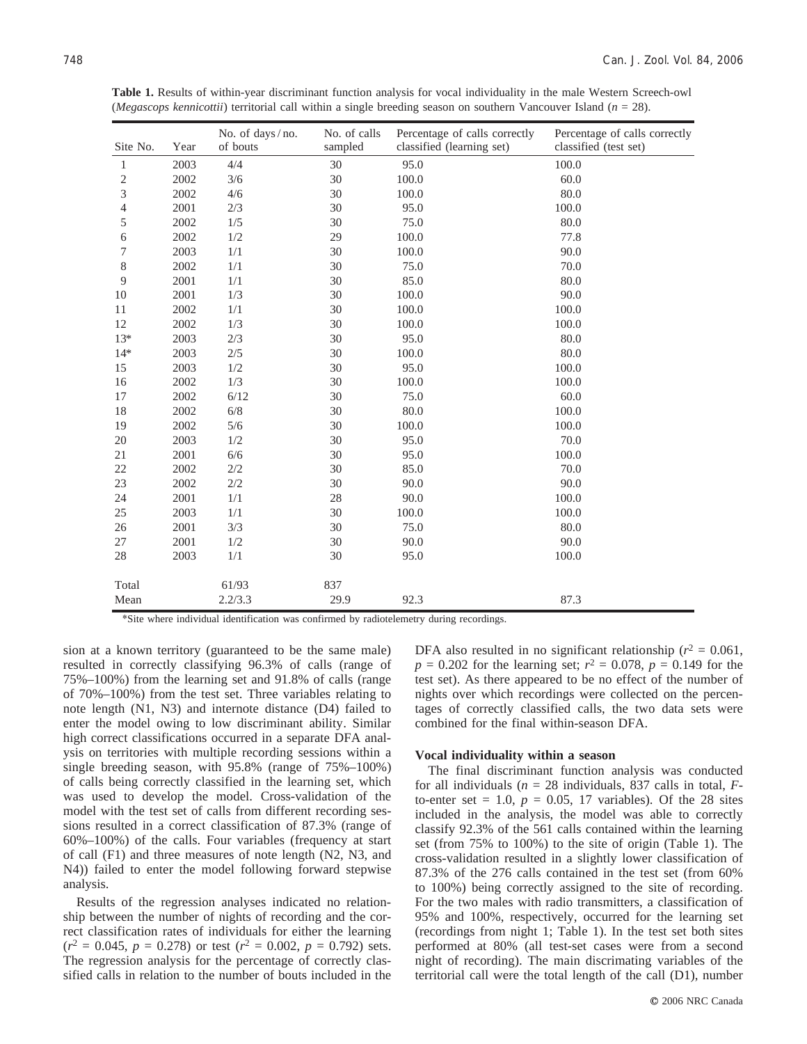**Table 1.** Results of within-year discriminant function analysis for vocal individuality in the male Western Screech-owl (*Megascops kennicottii*) territorial call within a single breeding season on southern Vancouver Island ($n$ = 28).

| Site No. | Year | No. of days / no. of bouts | No. of calls sampled | Percentage of calls correctly classified (learning set) | Percentage of calls correctly classified (test set) |
|---|---|---|---|---|---|
| 1 | 2003 | 4/4 | 30 | 95.0 | 100.0 |
| 2 | 2002 | 3/6 | 30 | 100.0 | 60.0 |
| 3 | 2002 | 4/6 | 30 | 100.0 | 80.0 |
| 4 | 2001 | 2/3 | 30 | 95.0 | 100.0 |
| 5 | 2002 | 1/5 | 30 | 75.0 | 80.0 |
| 6 | 2002 | 1/2 | 29 | 100.0 | 77.8 |
| 7 | 2003 | 1/1 | 30 | 100.0 | 90.0 |
| 8 | 2002 | 1/1 | 30 | 75.0 | 70.0 |
| 9 | 2001 | 1/1 | 30 | 85.0 | 80.0 |
| 10 | 2001 | 1/3 | 30 | 100.0 | 90.0 |
| 11 | 2002 | 1/1 | 30 | 100.0 | 100.0 |
| 12 | 2002 | 1/3 | 30 | 100.0 | 100.0 |
| 13* | 2003 | 2/3 | 30 | 95.0 | 80.0 |
| 14* | 2003 | 2/5 | 30 | 100.0 | 80.0 |
| 15 | 2003 | 1/2 | 30 | 95.0 | 100.0 |
| 16 | 2002 | 1/3 | 30 | 100.0 | 100.0 |
| 17 | 2002 | 6/12 | 30 | 75.0 | 60.0 |
| 18 | 2002 | 6/8 | 30 | 80.0 | 100.0 |
| 19 | 2002 | 5/6 | 30 | 100.0 | 100.0 |
| 20 | 2003 | 1/2 | 30 | 95.0 | 70.0 |
| 21 | 2001 | 6/6 | 30 | 95.0 | 100.0 |
| 22 | 2002 | 2/2 | 30 | 85.0 | 70.0 |
| 23 | 2002 | 2/2 | 30 | 90.0 | 90.0 |
| 24 | 2001 | 1/1 | 28 | 90.0 | 100.0 |
| 25 | 2003 | 1/1 | 30 | 100.0 | 100.0 |
| 26 | 2001 | 3/3 | 30 | 75.0 | 80.0 |
| 27 | 2001 | 1/2 | 30 | 90.0 | 90.0 |
| 28 | 2003 | 1/1 | 30 | 95.0 | 100.0 |
| Total | | 61/93 | 837 | | |
| Mean | | 2.2/3.3 | 29.9 | 92.3 | 87.3 |

*Site where individual identification was confirmed by radiotelemetry during recordings.

sion at a known territory (guaranteed to be the same male) resulted in correctly classifying 96.3% of calls (range of 75%–100%) from the learning set and 91.8% of calls (range of 70%–100%) from the test set. Three variables relating to note length (N1, N3) and internote distance (D4) failed to enter the model owing to low discriminant ability. Similar high correct classifications occurred in a separate DFA analysis on territories with multiple recording sessions within a single breeding season, with 95.8% (range of 75%–100%) of calls being correctly classified in the learning set, which was used to develop the model. Cross-validation of the model with the test set of calls from different recording sessions resulted in a correct classification of 87.3% (range of 60%–100%) of the calls. Four variables (frequency at start of call (F1) and three measures of note length (N2, N3, and N4)) failed to enter the model following forward stepwise analysis.

Results of the regression analyses indicated no relationship between the number of nights of recording and the correct classification rates of individuals for either the learning ($r^2$ = 0.045, $p$ = 0.278) or test ($r^2$ = 0.002, $p$ = 0.792) sets. The regression analysis for the percentage of correctly classified calls in relation to the number of bouts included in the DFA also resulted in no significant relationship ($r^2$ = 0.061, $p$ = 0.202 for the learning set; $r^2$ = 0.078, $p$ = 0.149 for the test set). As there appeared to be no effect of the number of nights over which recordings were collected on the percentages of correctly classified calls, the two data sets were combined for the final within-season DFA.

### Vocal individuality within a season

The final discriminant function analysis was conducted for all individuals ($n$ = 28 individuals, 837 calls in total, $F$-to-enter set = 1.0, $p$ = 0.05, 17 variables). Of the 28 sites included in the analysis, the model was able to correctly classify 92.3% of the 561 calls contained within the learning set (from 75% to 100%) to the site of origin (Table 1). The cross-validation resulted in a slightly lower classification of 87.3% of the 276 calls contained in the test set (from 60% to 100%) being correctly assigned to the site of recording. For the two males with radio transmitters, a classification of 95% and 100%, respectively, occurred for the learning set (recordings from night 1; Table 1). In the test set both sites performed at 80% (all test-set cases were from a second night of recording). The main discrimating variables of the territorial call were the total length of the call (D1), number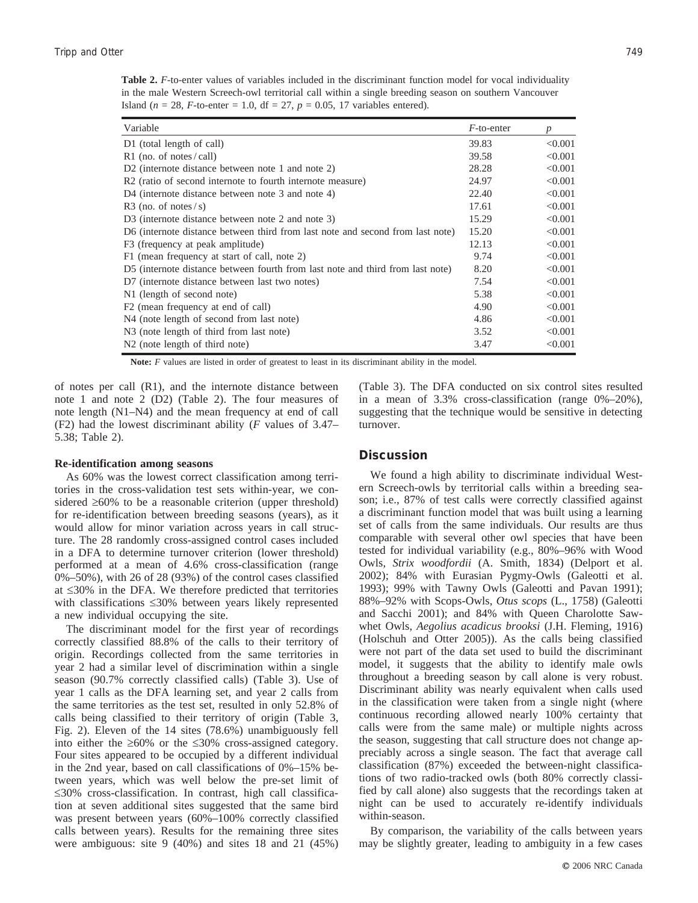**Table 2.** *F*-to-enter values of variables included in the discriminant function model for vocal individuality in the male Western Screech-owl territorial call within a single breeding season on southern Vancouver Island ($n = 28$, *F*-to-enter = 1.0, df = 27, $p = 0.05$, 17 variables entered).

| Variable | *F*-to-enter | *p* |
|---|---|---|
| D1 (total length of call) | 39.83 | <0.001 |
| R1 (no. of notes / call) | 39.58 | <0.001 |
| D2 (internote distance between note 1 and note 2) | 28.28 | <0.001 |
| R2 (ratio of second internote to fourth internote measure) | 24.97 | <0.001 |
| D4 (internote distance between note 3 and note 4) | 22.40 | <0.001 |
| R3 (no. of notes / s) | 17.61 | <0.001 |
| D3 (internote distance between note 2 and note 3) | 15.29 | <0.001 |
| D6 (internote distance between third from last note and second from last note) | 15.20 | <0.001 |
| F3 (frequency at peak amplitude) | 12.13 | <0.001 |
| F1 (mean frequency at start of call, note 2) | 9.74 | <0.001 |
| D5 (internote distance between fourth from last note and third from last note) | 8.20 | <0.001 |
| D7 (internote distance between last two notes) | 7.54 | <0.001 |
| N1 (length of second note) | 5.38 | <0.001 |
| F2 (mean frequency at end of call) | 4.90 | <0.001 |
| N4 (note length of second from last note) | 4.86 | <0.001 |
| N3 (note length of third from last note) | 3.52 | <0.001 |
| N2 (note length of third note) | 3.47 | <0.001 |

**Note:** *F* values are listed in order of greatest to least in its discriminant ability in the model.

of notes per call (R1), and the internote distance between note 1 and note 2 (D2) (Table 2). The four measures of note length (N1–N4) and the mean frequency at end of call (F2) had the lowest discriminant ability (*F* values of 3.47–5.38; Table 2).

**Re-identification among seasons**

As 60% was the lowest correct classification among territories in the cross-validation test sets within-year, we considered ≥60% to be a reasonable criterion (upper threshold) for re-identification between breeding seasons (years), as it would allow for minor variation across years in call structure. The 28 randomly cross-assigned control cases included in a DFA to determine turnover criterion (lower threshold) performed at a mean of 4.6% cross-classification (range 0%–50%), with 26 of 28 (93%) of the control cases classified at ≤30% in the DFA. We therefore predicted that territories with classifications ≤30% between years likely represented a new individual occupying the site.

The discriminant model for the first year of recordings correctly classified 88.8% of the calls to their territory of origin. Recordings collected from the same territories in year 2 had a similar level of discrimination within a single season (90.7% correctly classified calls) (Table 3). Use of year 1 calls as the DFA learning set, and year 2 calls from the same territories as the test set, resulted in only 52.8% of calls being classified to their territory of origin (Table 3, Fig. 2). Eleven of the 14 sites (78.6%) unambiguously fell into either the ≥60% or the ≤30% cross-assigned category. Four sites appeared to be occupied by a different individual in the 2nd year, based on call classifications of 0%–15% between years, which was well below the pre-set limit of ≤30% cross-classification. In contrast, high call classification at seven additional sites suggested that the same bird was present between years (60%–100% correctly classified calls between years). Results for the remaining three sites were ambiguous: site 9 (40%) and sites 18 and 21 (45%) (Table 3). The DFA conducted on six control sites resulted in a mean of 3.3% cross-classification (range 0%–20%), suggesting that the technique would be sensitive in detecting turnover.

## Discussion

We found a high ability to discriminate individual Western Screech-owls by territorial calls within a breeding season; i.e., 87% of test calls were correctly classified against a discriminant function model that was built using a learning set of calls from the same individuals. Our results are thus comparable with several other owl species that have been tested for individual variability (e.g., 80%–96% with Wood Owls, *Strix woodfordii* (A. Smith, 1834) (Delport et al. 2002); 84% with Eurasian Pygmy-Owls (Galeotti et al. 1993); 99% with Tawny Owls (Galeotti and Pavan 1991); 88%–92% with Scops-Owls, *Otus scops* (L., 1758) (Galeotti and Sacchi 2001); and 84% with Queen Charolotte Saw-whet Owls, *Aegolius acadicus brooksi* (J.H. Fleming, 1916) (Holschuh and Otter 2005)). As the calls being classified were not part of the data set used to build the discriminant model, it suggests that the ability to identify male owls throughout a breeding season by call alone is very robust. Discriminant ability was nearly equivalent when calls used in the classification were taken from a single night (where continuous recording allowed nearly 100% certainty that calls were from the same male) or multiple nights across the season, suggesting that call structure does not change appreciably across a single season. The fact that average call classification (87%) exceeded the between-night classifications of two radio-tracked owls (both 80% correctly classified by call alone) also suggests that the recordings taken at night can be used to accurately re-identify individuals within-season.

By comparison, the variability of the calls between years may be slightly greater, leading to ambiguity in a few cases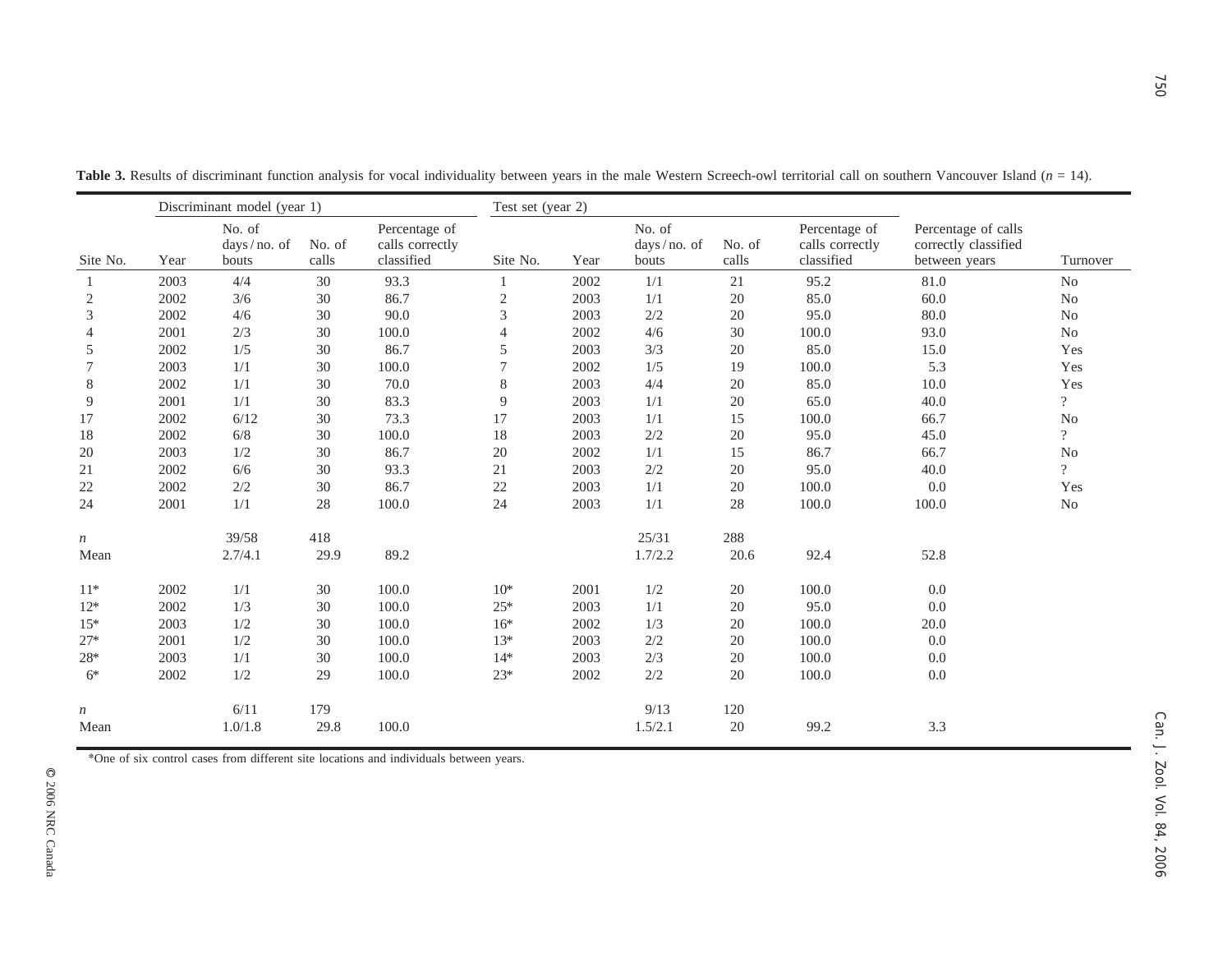**Table 3.** Results of discriminant function analysis for vocal individuality between years in the male Western Screech-owl territorial call on southern Vancouver Island ($n$ = 14).

| | Discriminant model (year 1) | | | | Test set (year 2) | | | | | | |
|---|---|---|---|---|---|---|---|---|---|---|---|
| Site No. | Year | No. of days / no. of bouts | No. of calls | Percentage of calls correctly classified | Site No. | Year | No. of days / no. of bouts | No. of calls | Percentage of calls correctly classified | Percentage of calls correctly classified between years | Turnover |
| 1 | 2003 | 4/4 | 30 | 93.3 | 1 | 2002 | 1/1 | 21 | 95.2 | 81.0 | No |
| 2 | 2002 | 3/6 | 30 | 86.7 | 2 | 2003 | 1/1 | 20 | 85.0 | 60.0 | No |
| 3 | 2002 | 4/6 | 30 | 90.0 | 3 | 2003 | 2/2 | 20 | 95.0 | 80.0 | No |
| 4 | 2001 | 2/3 | 30 | 100.0 | 4 | 2002 | 4/6 | 30 | 100.0 | 93.0 | No |
| 5 | 2002 | 1/5 | 30 | 86.7 | 5 | 2003 | 3/3 | 20 | 85.0 | 15.0 | Yes |
| 7 | 2003 | 1/1 | 30 | 100.0 | 7 | 2002 | 1/5 | 19 | 100.0 | 5.3 | Yes |
| 8 | 2002 | 1/1 | 30 | 70.0 | 8 | 2003 | 4/4 | 20 | 85.0 | 10.0 | Yes |
| 9 | 2001 | 1/1 | 30 | 83.3 | 9 | 2003 | 1/1 | 20 | 65.0 | 40.0 | ? |
| 17 | 2002 | 6/12 | 30 | 73.3 | 17 | 2003 | 1/1 | 15 | 100.0 | 66.7 | No |
| 18 | 2002 | 6/8 | 30 | 100.0 | 18 | 2003 | 2/2 | 20 | 95.0 | 45.0 | ? |
| 20 | 2003 | 1/2 | 30 | 86.7 | 20 | 2002 | 1/1 | 15 | 86.7 | 66.7 | No |
| 21 | 2002 | 6/6 | 30 | 93.3 | 21 | 2003 | 2/2 | 20 | 95.0 | 40.0 | ? |
| 22 | 2002 | 2/2 | 30 | 86.7 | 22 | 2003 | 1/1 | 20 | 100.0 | 0.0 | Yes |
| 24 | 2001 | 1/1 | 28 | 100.0 | 24 | 2003 | 1/1 | 28 | 100.0 | 100.0 | No |
| $n$ | | 39/58 | 418 | | | | 25/31 | 288 | | | |
| Mean | | 2.7/4.1 | 29.9 | 89.2 | | | 1.7/2.2 | 20.6 | 92.4 | 52.8 | |
| 11* | 2002 | 1/1 | 30 | 100.0 | 10* | 2001 | 1/2 | 20 | 100.0 | 0.0 | |
| 12* | 2002 | 1/3 | 30 | 100.0 | 25* | 2003 | 1/1 | 20 | 95.0 | 0.0 | |
| 15* | 2003 | 1/2 | 30 | 100.0 | 16* | 2002 | 1/3 | 20 | 100.0 | 20.0 | |
| 27* | 2001 | 1/2 | 30 | 100.0 | 13* | 2003 | 2/2 | 20 | 100.0 | 0.0 | |
| 28* | 2003 | 1/1 | 30 | 100.0 | 14* | 2003 | 2/3 | 20 | 100.0 | 0.0 | |
| 6* | 2002 | 1/2 | 29 | 100.0 | 23* | 2002 | 2/2 | 20 | 100.0 | 0.0 | |
| $n$ | | 6/11 | 179 | | | | 9/13 | 120 | | | |
| Mean | | 1.0/1.8 | 29.8 | 100.0 | | | 1.5/2.1 | 20 | 99.2 | 3.3 | |

*One of six control cases from different site locations and individuals between years.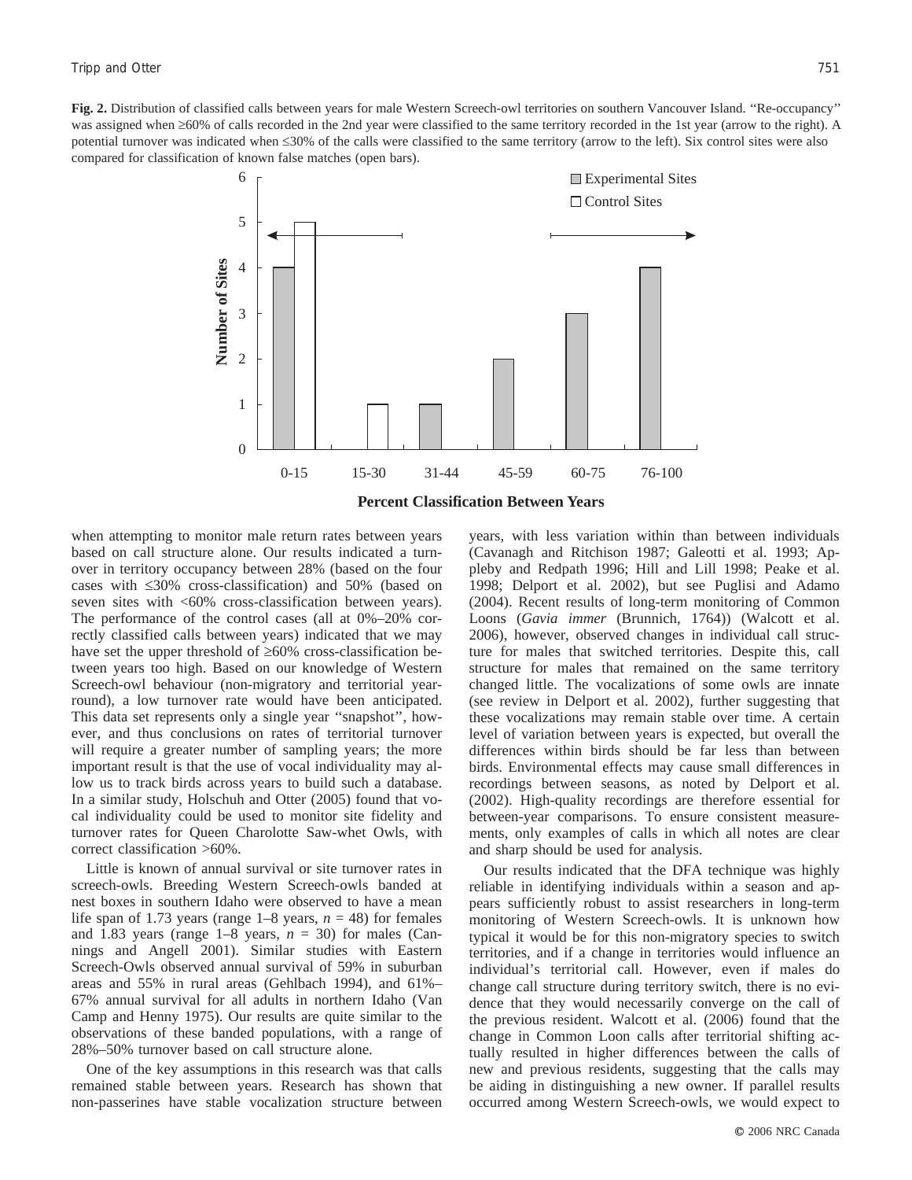**Fig. 2.** Distribution of classified calls between years for male Western Screech-owl territories on southern Vancouver Island. "Re-occupancy" was assigned when ≥60% of calls recorded in the 2nd year were classified to the same territory recorded in the 1st year (arrow to the right). A potential turnover was indicated when ≤30% of the calls were classified to the same territory (arrow to the left). Six control sites were also compared for classification of known false matches (open bars).

when attempting to monitor male return rates between years based on call structure alone. Our results indicated a turnover in territory occupancy between 28% (based on the four cases with ≤30% cross-classification) and 50% (based on seven sites with <60% cross-classification between years). The performance of the control cases (all at 0%–20% correctly classified calls between years) indicated that we may have set the upper threshold of ≥60% cross-classification between years too high. Based on our knowledge of Western Screech-owl behaviour (non-migratory and territorial year-round), a low turnover rate would have been anticipated. This data set represents only a single year "snapshot", however, and thus conclusions on rates of territorial turnover will require a greater number of sampling years; the more important result is that the use of vocal individuality may allow us to track birds across years to build such a database. In a similar study, Holschuh and Otter (2005) found that vocal individuality could be used to monitor site fidelity and turnover rates for Queen Charolotte Saw-whet Owls, with correct classification >60%.

Little is known of annual survival or site turnover rates in screech-owls. Breeding Western Screech-owls banded at nest boxes in southern Idaho were observed to have a mean life span of 1.73 years (range 1–8 years, $n = 48$) for females and 1.83 years (range 1–8 years, $n = 30$) for males (Cannings and Angell 2001). Similar studies with Eastern Screech-Owls observed annual survival of 59% in suburban areas and 55% in rural areas (Gehlbach 1994), and 61%–67% annual survival for all adults in northern Idaho (Van Camp and Henny 1975). Our results are quite similar to the observations of these banded populations, with a range of 28%–50% turnover based on call structure alone.

One of the key assumptions in this research was that calls remained stable between years. Research has shown that non-passerines have stable vocalization structure between years, with less variation within than between individuals (Cavanagh and Ritchison 1987; Galeotti et al. 1993; Appleby and Redpath 1996; Hill and Lill 1998; Peake et al. 1998; Delport et al. 2002), but see Puglisi and Adamo (2004). Recent results of long-term monitoring of Common Loons (*Gavia immer* (Brunnich, 1764)) (Walcott et al. 2006), however, observed changes in individual call structure for males that switched territories. Despite this, call structure for males that remained on the same territory changed little. The vocalizations of some owls are innate (see review in Delport et al. 2002), further suggesting that these vocalizations may remain stable over time. A certain level of variation between years is expected, but overall the differences within birds should be far less than between birds. Environmental effects may cause small differences in recordings between seasons, as noted by Delport et al. (2002). High-quality recordings are therefore essential for between-year comparisons. To ensure consistent measurements, only examples of calls in which all notes are clear and sharp should be used for analysis.

Our results indicated that the DFA technique was highly reliable in identifying individuals within a season and appears sufficiently robust to assist researchers in long-term monitoring of Western Screech-owls. It is unknown how typical it would be for this non-migratory species to switch territories, and if a change in territories would influence an individual's territorial call. However, even if males do change call structure during territory switch, there is no evidence that they would necessarily converge on the call of the previous resident. Walcott et al. (2006) found that the change in Common Loon calls after territorial shifting actually resulted in higher differences between the calls of new and previous residents, suggesting that the calls may be aiding in distinguishing a new owner. If parallel results occurred among Western Screech-owls, we would expect to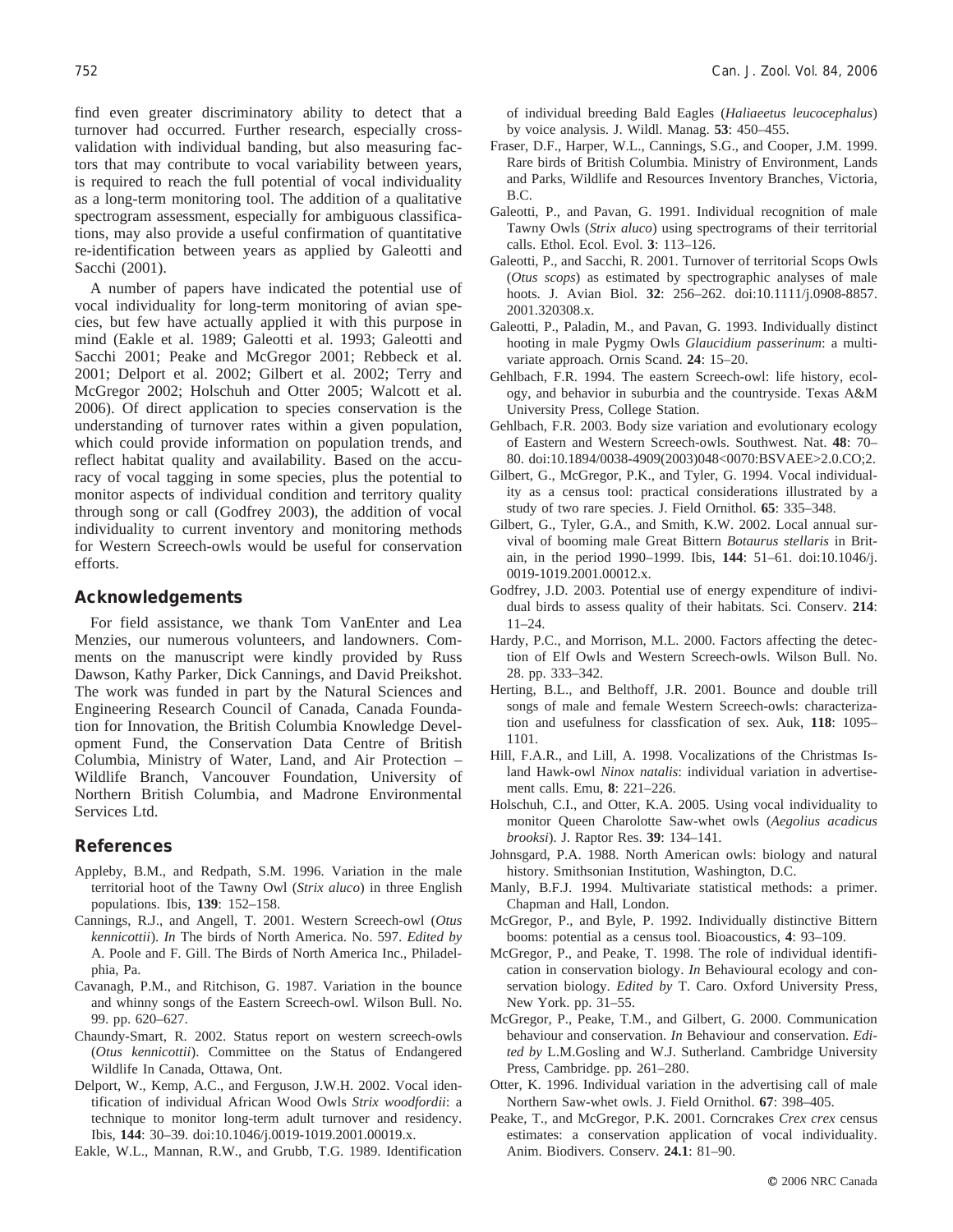find even greater discriminatory ability to detect that a turnover had occurred. Further research, especially cross-validation with individual banding, but also measuring factors that may contribute to vocal variability between years, is required to reach the full potential of vocal individuality as a long-term monitoring tool. The addition of a qualitative spectrogram assessment, especially for ambiguous classifications, may also provide a useful confirmation of quantitative re-identification between years as applied by Galeotti and Sacchi (2001).

A number of papers have indicated the potential use of vocal individuality for long-term monitoring of avian species, but few have actually applied it with this purpose in mind (Eakle et al. 1989; Galeotti et al. 1993; Galeotti and Sacchi 2001; Peake and McGregor 2001; Rebbeck et al. 2001; Delport et al. 2002; Gilbert et al. 2002; Terry and McGregor 2002; Holschuh and Otter 2005; Walcott et al. 2006). Of direct application to species conservation is the understanding of turnover rates within a given population, which could provide information on population trends, and reflect habitat quality and availability. Based on the accuracy of vocal tagging in some species, plus the potential to monitor aspects of individual condition and territory quality through song or call (Godfrey 2003), the addition of vocal individuality to current inventory and monitoring methods for Western Screech-owls would be useful for conservation efforts.

## Acknowledgements

For field assistance, we thank Tom VanEnter and Lea Menzies, our numerous volunteers, and landowners. Comments on the manuscript were kindly provided by Russ Dawson, Kathy Parker, Dick Cannings, and David Preikshot. The work was funded in part by the Natural Sciences and Engineering Research Council of Canada, Canada Foundation for Innovation, the British Columbia Knowledge Development Fund, the Conservation Data Centre of British Columbia, Ministry of Water, Land, and Air Protection – Wildlife Branch, Vancouver Foundation, University of Northern British Columbia, and Madrone Environmental Services Ltd.

## References

Appleby, B.M., and Redpath, S.M. 1996. Variation in the male territorial hoot of the Tawny Owl (*Strix aluco*) in three English populations. Ibis, **139**: 152–158.

Cannings, R.J., and Angell, T. 2001. Western Screech-owl (*Otus kennicottii*). *In* The birds of North America. No. 597. *Edited by* A. Poole and F. Gill. The Birds of North America Inc., Philadelphia, Pa.

Cavanagh, P.M., and Ritchison, G. 1987. Variation in the bounce and whinny songs of the Eastern Screech-owl. Wilson Bull. No. 99. pp. 620–627.

Chaundy-Smart, R. 2002. Status report on western screech-owls (*Otus kennicottii*). Committee on the Status of Endangered Wildlife In Canada, Ottawa, Ont.

Delport, W., Kemp, A.C., and Ferguson, J.W.H. 2002. Vocal identification of individual African Wood Owls *Strix woodfordii*: a technique to monitor long-term adult turnover and residency. Ibis, **144**: 30–39. doi:10.1046/j.0019-1019.2001.00019.x.

Eakle, W.L., Mannan, R.W., and Grubb, T.G. 1989. Identification of individual breeding Bald Eagles (*Haliaeetus leucocephalus*) by voice analysis. J. Wildl. Manag. **53**: 450–455.

Fraser, D.F., Harper, W.L., Cannings, S.G., and Cooper, J.M. 1999. Rare birds of British Columbia. Ministry of Environment, Lands and Parks, Wildlife and Resources Inventory Branches, Victoria, B.C.

Galeotti, P., and Pavan, G. 1991. Individual recognition of male Tawny Owls (*Strix aluco*) using spectrograms of their territorial calls. Ethol. Ecol. Evol. **3**: 113–126.

Galeotti, P., and Sacchi, R. 2001. Turnover of territorial Scops Owls (*Otus scops*) as estimated by spectrographic analyses of male hoots. J. Avian Biol. **32**: 256–262. doi:10.1111/j.0908-8857.2001.320308.x.

Galeotti, P., Paladin, M., and Pavan, G. 1993. Individually distinct hooting in male Pygmy Owls *Glaucidium passerinum*: a multivariate approach. Ornis Scand. **24**: 15–20.

Gehlbach, F.R. 1994. The eastern Screech-owl: life history, ecology, and behavior in suburbia and the countryside. Texas A&M University Press, College Station.

Gehlbach, F.R. 2003. Body size variation and evolutionary ecology of Eastern and Western Screech-owls. Southwest. Nat. **48**: 70–80. doi:10.1894/0038-4909(2003)048<0070:BSVAEE>2.0.CO;2.

Gilbert, G., McGregor, P.K., and Tyler, G. 1994. Vocal individuality as a census tool: practical considerations illustrated by a study of two rare species. J. Field Ornithol. **65**: 335–348.

Gilbert, G., Tyler, G.A., and Smith, K.W. 2002. Local annual survival of booming male Great Bittern *Botaurus stellaris* in Britain, in the period 1990–1999. Ibis, **144**: 51–61. doi:10.1046/j.0019-1019.2001.00012.x.

Godfrey, J.D. 2003. Potential use of energy expenditure of individual birds to assess quality of their habitats. Sci. Conserv. **214**: 11–24.

Hardy, P.C., and Morrison, M.L. 2000. Factors affecting the detection of Elf Owls and Western Screech-owls. Wilson Bull. No. 28. pp. 333–342.

Herting, B.L., and Belthoff, J.R. 2001. Bounce and double trill songs of male and female Western Screech-owls: characterization and usefulness for classfication of sex. Auk, **118**: 1095–1101.

Hill, F.A.R., and Lill, A. 1998. Vocalizations of the Christmas Island Hawk-owl *Ninox natalis*: individual variation in advertisement calls. Emu, **8**: 221–226.

Holschuh, C.I., and Otter, K.A. 2005. Using vocal individuality to monitor Queen Charolotte Saw-whet owls (*Aegolius acadicus brooksi*). J. Raptor Res. **39**: 134–141.

Johnsgard, P.A. 1988. North American owls: biology and natural history. Smithsonian Institution, Washington, D.C.

Manly, B.F.J. 1994. Multivariate statistical methods: a primer. Chapman and Hall, London.

McGregor, P., and Byle, P. 1992. Individually distinctive Bittern booms: potential as a census tool. Bioacoustics, **4**: 93–109.

McGregor, P., and Peake, T. 1998. The role of individual identification in conservation biology. *In* Behavioural ecology and conservation biology. *Edited by* T. Caro. Oxford University Press, New York. pp. 31–55.

McGregor, P., Peake, T.M., and Gilbert, G. 2000. Communication behaviour and conservation. *In* Behaviour and conservation. *Edited by* L.M.Gosling and W.J. Sutherland. Cambridge University Press, Cambridge. pp. 261–280.

Otter, K. 1996. Individual variation in the advertising call of male Northern Saw-whet owls. J. Field Ornithol. **67**: 398–405.

Peake, T., and McGregor, P.K. 2001. Corncrakes *Crex crex* census estimates: a conservation application of vocal individuality. Anim. Biodivers. Conserv. **24.1**: 81–90.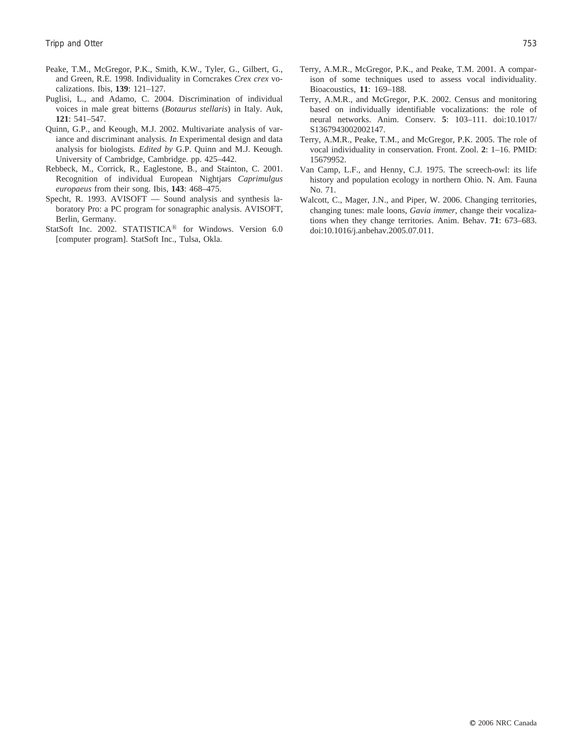Peake, T.M., McGregor, P.K., Smith, K.W., Tyler, G., Gilbert, G., and Green, R.E. 1998. Individuality in Corncrakes *Crex crex* vocalizations. Ibis, **139**: 121–127.

Puglisi, L., and Adamo, C. 2004. Discrimination of individual voices in male great bitterns (*Botaurus stellaris*) in Italy. Auk, **121**: 541–547.

Quinn, G.P., and Keough, M.J. 2002. Multivariate analysis of variance and discriminant analysis. *In* Experimental design and data analysis for biologists. *Edited by* G.P. Quinn and M.J. Keough. University of Cambridge, Cambridge. pp. 425–442.

Rebbeck, M., Corrick, R., Eaglestone, B., and Stainton, C. 2001. Recognition of individual European Nightjars *Caprimulgus europaeus* from their song. Ibis, **143**: 468–475.

Specht, R. 1993. AVISOFT — Sound analysis and synthesis laboratory Pro: a PC program for sonagraphic analysis. AVISOFT, Berlin, Germany.

StatSoft Inc. 2002. STATISTICA® for Windows. Version 6.0 [computer program]. StatSoft Inc., Tulsa, Okla.

Terry, A.M.R., McGregor, P.K., and Peake, T.M. 2001. A comparison of some techniques used to assess vocal individuality. Bioacoustics, **11**: 169–188.

Terry, A.M.R., and McGregor, P.K. 2002. Census and monitoring based on individually identifiable vocalizations: the role of neural networks. Anim. Conserv. **5**: 103–111. doi:10.1017/S1367943002002147.

Terry, A.M.R., Peake, T.M., and McGregor, P.K. 2005. The role of vocal individuality in conservation. Front. Zool. **2**: 1–16. PMID: 15679952.

Van Camp, L.F., and Henny, C.J. 1975. The screech-owl: its life history and population ecology in northern Ohio. N. Am. Fauna No. 71.

Walcott, C., Mager, J.N., and Piper, W. 2006. Changing territories, changing tunes: male loons, *Gavia immer*, change their vocalizations when they change territories. Anim. Behav. **71**: 673–683. doi:10.1016/j.anbehav.2005.07.011.